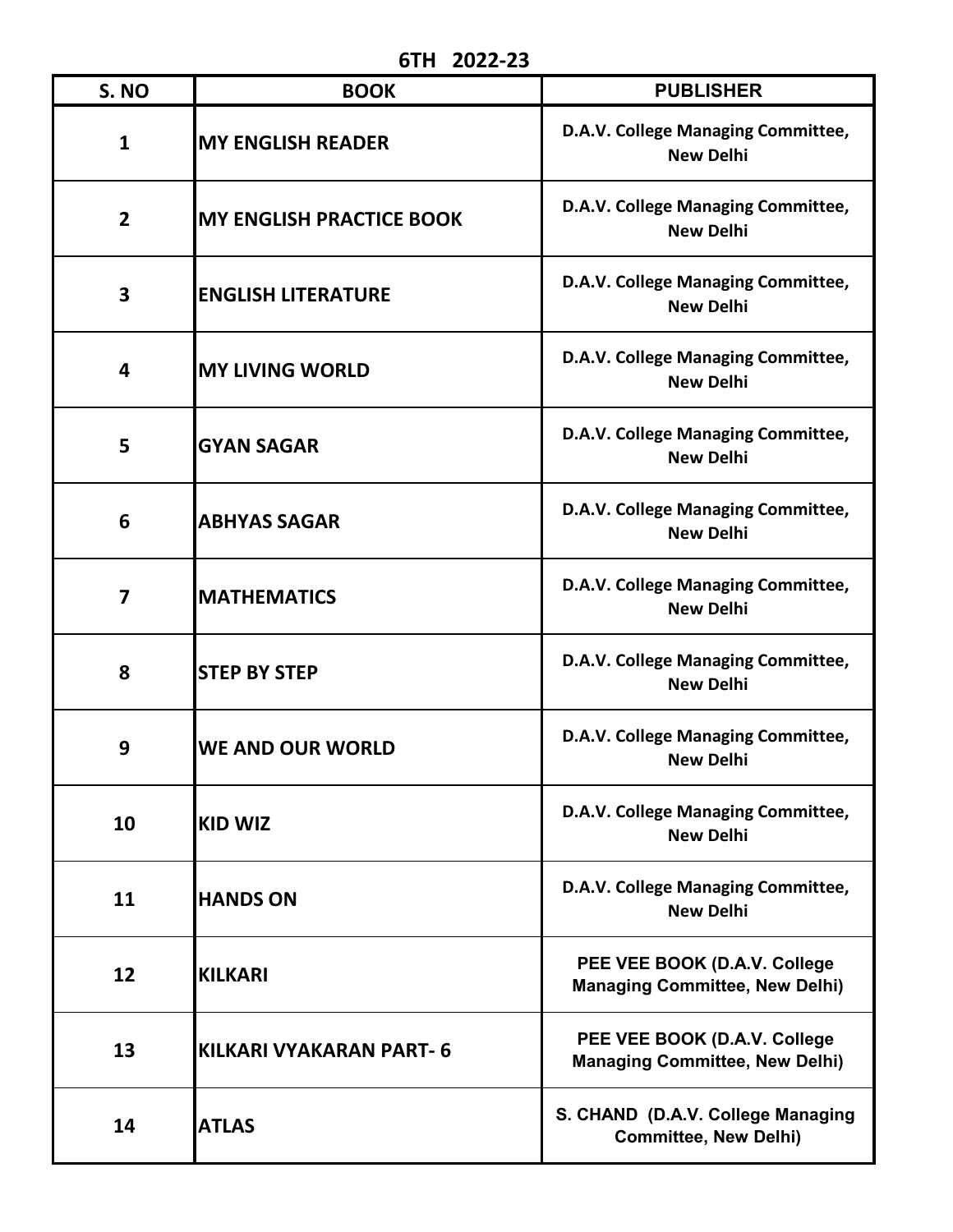# 6TH 2022-23

| S. NO | BOOK | PUBLISHER |
|---|---|---|
| 1 | MY ENGLISH READER | D.A.V. College Managing Committee, New Delhi |
| 2 | MY ENGLISH PRACTICE BOOK | D.A.V. College Managing Committee, New Delhi |
| 3 | ENGLISH LITERATURE | D.A.V. College Managing Committee, New Delhi |
| 4 | MY LIVING WORLD | D.A.V. College Managing Committee, New Delhi |
| 5 | GYAN SAGAR | D.A.V. College Managing Committee, New Delhi |
| 6 | ABHYAS SAGAR | D.A.V. College Managing Committee, New Delhi |
| 7 | MATHEMATICS | D.A.V. College Managing Committee, New Delhi |
| 8 | STEP BY STEP | D.A.V. College Managing Committee, New Delhi |
| 9 | WE AND OUR WORLD | D.A.V. College Managing Committee, New Delhi |
| 10 | KID WIZ | D.A.V. College Managing Committee, New Delhi |
| 11 | HANDS ON | D.A.V. College Managing Committee, New Delhi |
| 12 | KILKARI | PEE VEE BOOK (D.A.V. College Managing Committee, New Delhi) |
| 13 | KILKARI VYAKARAN PART- 6 | PEE VEE BOOK (D.A.V. College Managing Committee, New Delhi) |
| 14 | ATLAS | S. CHAND (D.A.V. College Managing Committee, New Delhi) |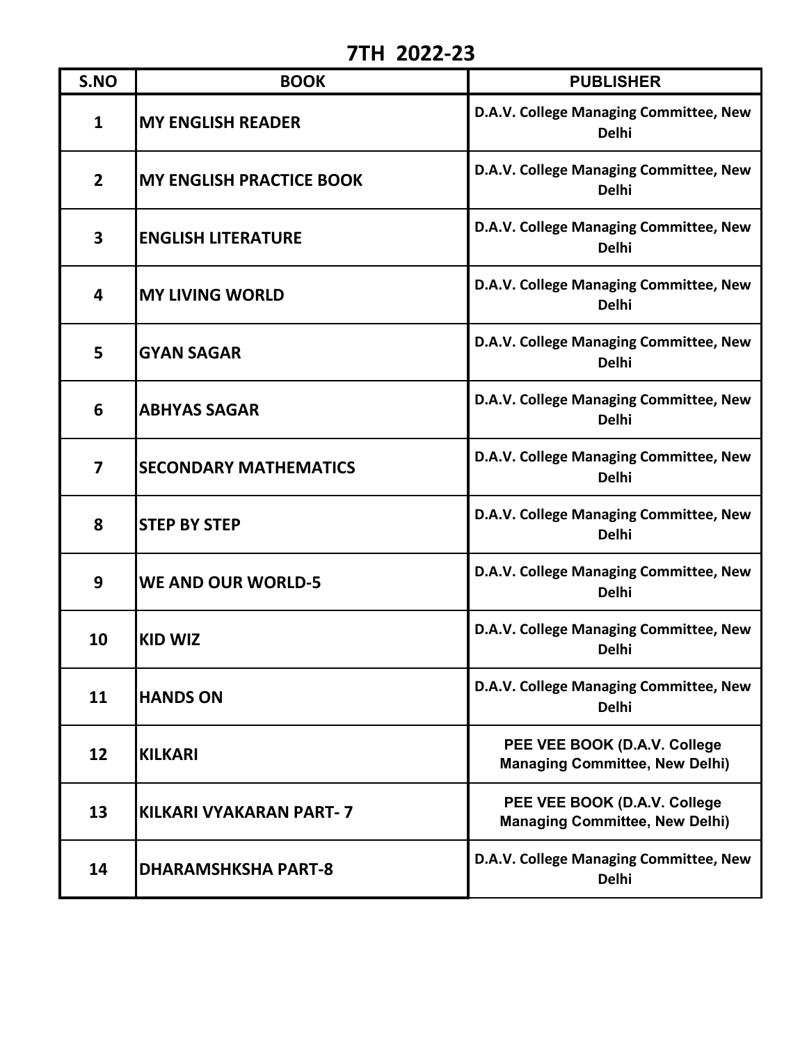# 7TH 2022-23

| S.NO | BOOK | PUBLISHER |
| --- | --- | --- |
| 1 | MY ENGLISH READER | D.A.V. College Managing Committee, New Delhi |
| 2 | MY ENGLISH PRACTICE BOOK | D.A.V. College Managing Committee, New Delhi |
| 3 | ENGLISH LITERATURE | D.A.V. College Managing Committee, New Delhi |
| 4 | MY LIVING WORLD | D.A.V. College Managing Committee, New Delhi |
| 5 | GYAN SAGAR | D.A.V. College Managing Committee, New Delhi |
| 6 | ABHYAS SAGAR | D.A.V. College Managing Committee, New Delhi |
| 7 | SECONDARY MATHEMATICS | D.A.V. College Managing Committee, New Delhi |
| 8 | STEP BY STEP | D.A.V. College Managing Committee, New Delhi |
| 9 | WE AND OUR WORLD-5 | D.A.V. College Managing Committee, New Delhi |
| 10 | KID WIZ | D.A.V. College Managing Committee, New Delhi |
| 11 | HANDS ON | D.A.V. College Managing Committee, New Delhi |
| 12 | KILKARI | PEE VEE BOOK (D.A.V. College Managing Committee, New Delhi) |
| 13 | KILKARI VYAKARAN PART- 7 | PEE VEE BOOK (D.A.V. College Managing Committee, New Delhi) |
| 14 | DHARAMSHKSHA PART-8 | D.A.V. College Managing Committee, New Delhi |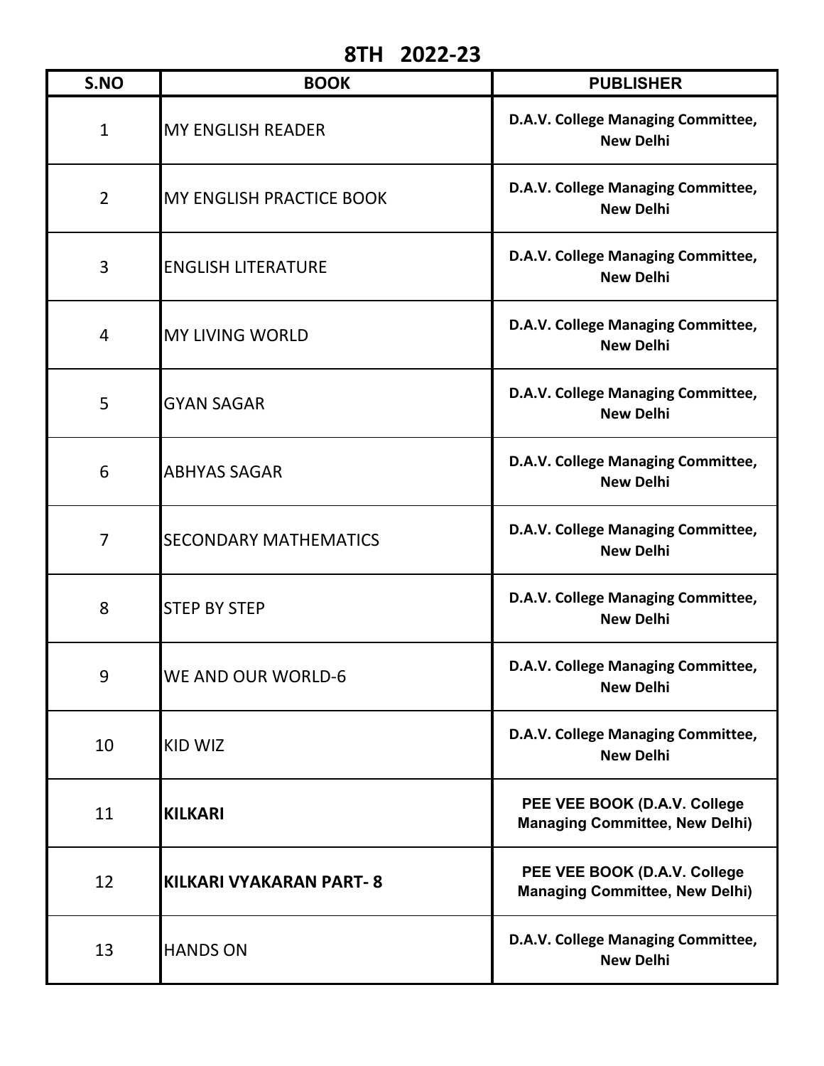# 8TH 2022-23

| S.NO | BOOK | PUBLISHER |
|---|---|---|
| 1 | MY ENGLISH READER | **D.A.V. College Managing Committee, New Delhi** |
| 2 | MY ENGLISH PRACTICE BOOK | **D.A.V. College Managing Committee, New Delhi** |
| 3 | ENGLISH LITERATURE | **D.A.V. College Managing Committee, New Delhi** |
| 4 | MY LIVING WORLD | **D.A.V. College Managing Committee, New Delhi** |
| 5 | GYAN SAGAR | **D.A.V. College Managing Committee, New Delhi** |
| 6 | ABHYAS SAGAR | **D.A.V. College Managing Committee, New Delhi** |
| 7 | SECONDARY MATHEMATICS | **D.A.V. College Managing Committee, New Delhi** |
| 8 | STEP BY STEP | **D.A.V. College Managing Committee, New Delhi** |
| 9 | WE AND OUR WORLD-6 | **D.A.V. College Managing Committee, New Delhi** |
| 10 | KID WIZ | **D.A.V. College Managing Committee, New Delhi** |
| 11 | **KILKARI** | **PEE VEE BOOK (D.A.V. College Managing Committee, New Delhi)** |
| 12 | **KILKARI VYAKARAN PART- 8** | **PEE VEE BOOK (D.A.V. College Managing Committee, New Delhi)** |
| 13 | HANDS ON | **D.A.V. College Managing Committee, New Delhi** |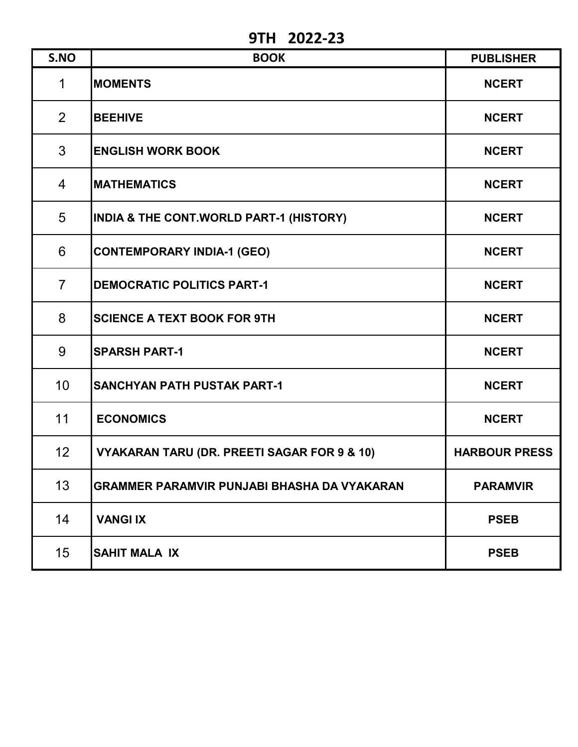# 9TH 2022-23

| S.NO | BOOK | PUBLISHER |
|---|---|---|
| 1 | MOMENTS | NCERT |
| 2 | BEEHIVE | NCERT |
| 3 | ENGLISH WORK BOOK | NCERT |
| 4 | MATHEMATICS | NCERT |
| 5 | INDIA & THE CONT.WORLD PART-1 (HISTORY) | NCERT |
| 6 | CONTEMPORARY INDIA-1 (GEO) | NCERT |
| 7 | DEMOCRATIC POLITICS PART-1 | NCERT |
| 8 | SCIENCE A TEXT BOOK FOR 9TH | NCERT |
| 9 | SPARSH PART-1 | NCERT |
| 10 | SANCHYAN PATH PUSTAK PART-1 | NCERT |
| 11 | ECONOMICS | NCERT |
| 12 | VYAKARAN TARU (DR. PREETI SAGAR FOR 9 & 10) | HARBOUR PRESS |
| 13 | GRAMMER PARAMVIR PUNJABI BHASHA DA VYAKARAN | PARAMVIR |
| 14 | VANGI IX | PSEB |
| 15 | SAHIT MALA IX | PSEB |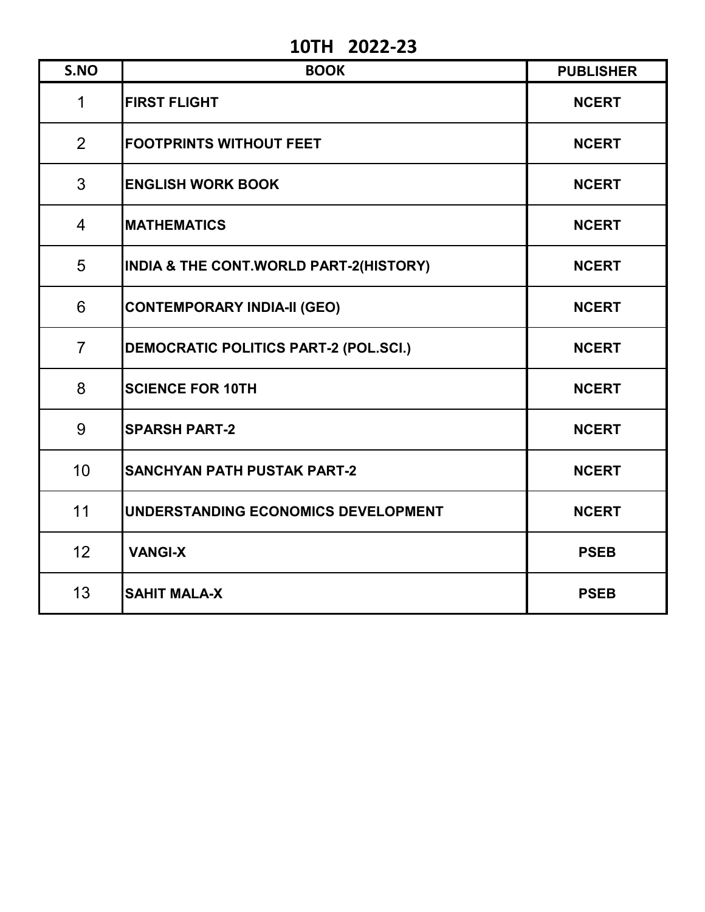# 10TH 2022-23

| S.NO | BOOK | PUBLISHER |
|---|---|---|
| 1 | FIRST FLIGHT | NCERT |
| 2 | FOOTPRINTS WITHOUT FEET | NCERT |
| 3 | ENGLISH WORK BOOK | NCERT |
| 4 | MATHEMATICS | NCERT |
| 5 | INDIA & THE CONT.WORLD PART-2(HISTORY) | NCERT |
| 6 | CONTEMPORARY INDIA-II (GEO) | NCERT |
| 7 | DEMOCRATIC POLITICS PART-2 (POL.SCI.) | NCERT |
| 8 | SCIENCE FOR 10TH | NCERT |
| 9 | SPARSH PART-2 | NCERT |
| 10 | SANCHYAN PATH PUSTAK PART-2 | NCERT |
| 11 | UNDERSTANDING ECONOMICS DEVELOPMENT | NCERT |
| 12 | VANGI-X | PSEB |
| 13 | SAHIT MALA-X | PSEB |